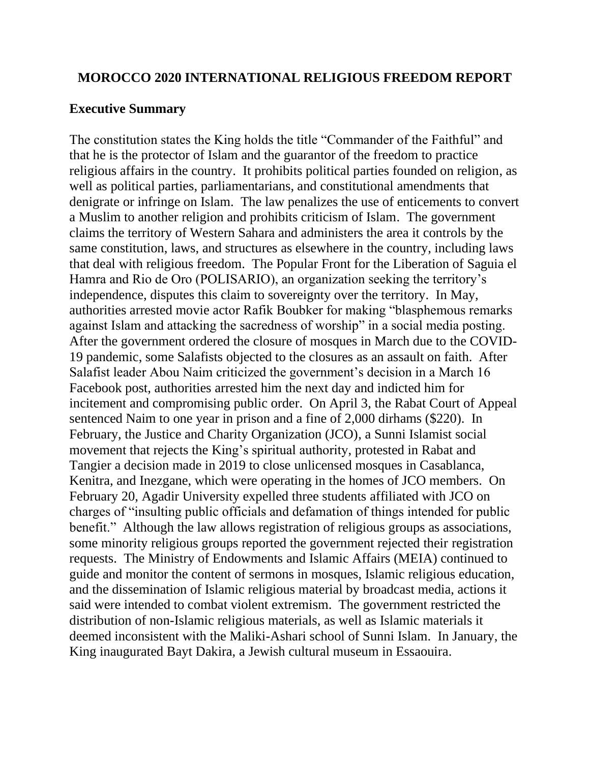# MOROCCO 2020 INTERNATIONAL RELIGIOUS FREEDOM REPORT

## Executive Summary

The constitution states the King holds the title "Commander of the Faithful" and that he is the protector of Islam and the guarantor of the freedom to practice religious affairs in the country. It prohibits political parties founded on religion, as well as political parties, parliamentarians, and constitutional amendments that denigrate or infringe on Islam. The law penalizes the use of enticements to convert a Muslim to another religion and prohibits criticism of Islam. The government claims the territory of Western Sahara and administers the area it controls by the same constitution, laws, and structures as elsewhere in the country, including laws that deal with religious freedom. The Popular Front for the Liberation of Saguia el Hamra and Rio de Oro (POLISARIO), an organization seeking the territory's independence, disputes this claim to sovereignty over the territory. In May, authorities arrested movie actor Rafik Boubker for making "blasphemous remarks against Islam and attacking the sacredness of worship" in a social media posting. After the government ordered the closure of mosques in March due to the COVID-19 pandemic, some Salafists objected to the closures as an assault on faith. After Salafist leader Abou Naim criticized the government's decision in a March 16 Facebook post, authorities arrested him the next day and indicted him for incitement and compromising public order. On April 3, the Rabat Court of Appeal sentenced Naim to one year in prison and a fine of 2,000 dirhams ($220). In February, the Justice and Charity Organization (JCO), a Sunni Islamist social movement that rejects the King's spiritual authority, protested in Rabat and Tangier a decision made in 2019 to close unlicensed mosques in Casablanca, Kenitra, and Inezgane, which were operating in the homes of JCO members. On February 20, Agadir University expelled three students affiliated with JCO on charges of "insulting public officials and defamation of things intended for public benefit." Although the law allows registration of religious groups as associations, some minority religious groups reported the government rejected their registration requests. The Ministry of Endowments and Islamic Affairs (MEIA) continued to guide and monitor the content of sermons in mosques, Islamic religious education, and the dissemination of Islamic religious material by broadcast media, actions it said were intended to combat violent extremism. The government restricted the distribution of non-Islamic religious materials, as well as Islamic materials it deemed inconsistent with the Maliki-Ashari school of Sunni Islam. In January, the King inaugurated Bayt Dakira, a Jewish cultural museum in Essaouira.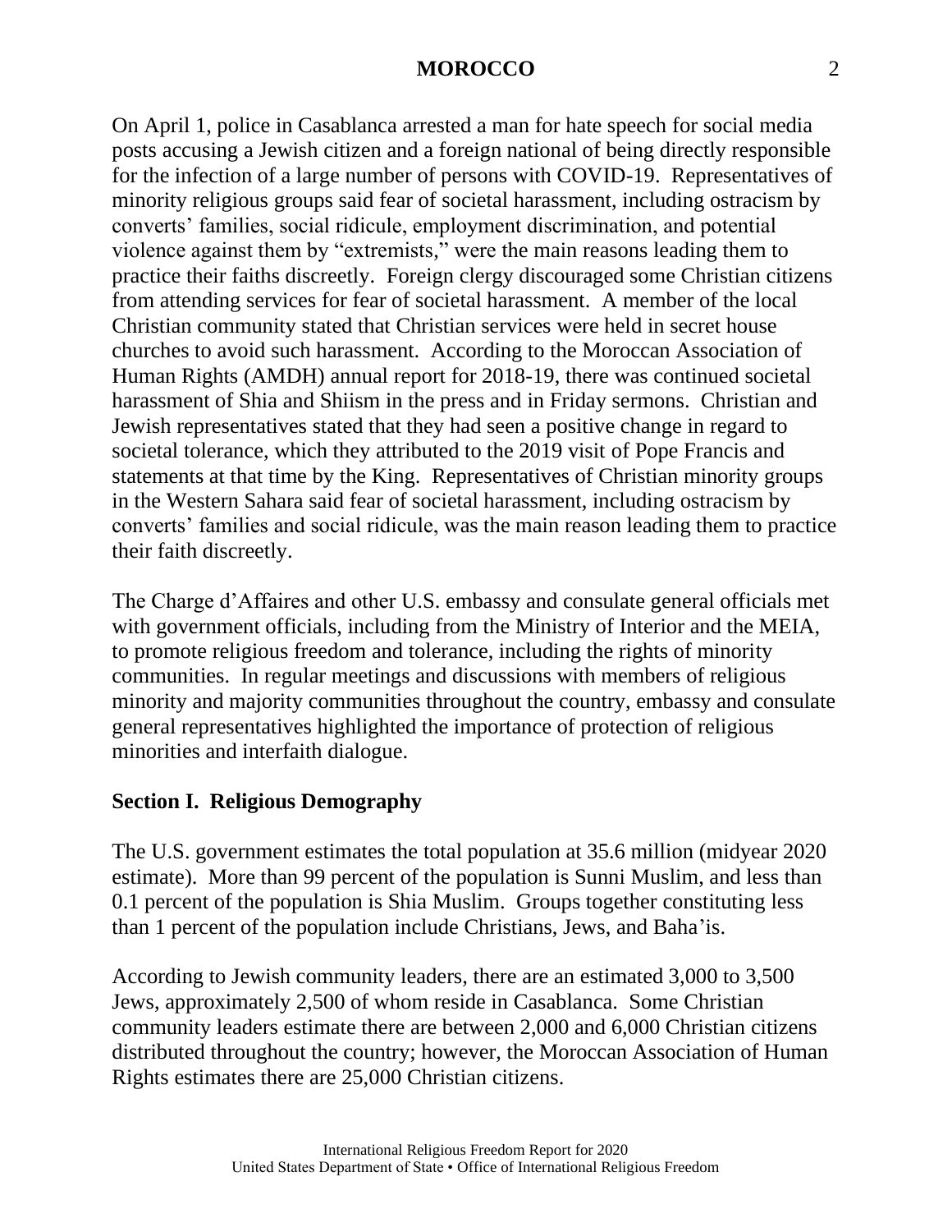On April 1, police in Casablanca arrested a man for hate speech for social media posts accusing a Jewish citizen and a foreign national of being directly responsible for the infection of a large number of persons with COVID-19. Representatives of minority religious groups said fear of societal harassment, including ostracism by converts' families, social ridicule, employment discrimination, and potential violence against them by "extremists," were the main reasons leading them to practice their faiths discreetly. Foreign clergy discouraged some Christian citizens from attending services for fear of societal harassment. A member of the local Christian community stated that Christian services were held in secret house churches to avoid such harassment. According to the Moroccan Association of Human Rights (AMDH) annual report for 2018-19, there was continued societal harassment of Shia and Shiism in the press and in Friday sermons. Christian and Jewish representatives stated that they had seen a positive change in regard to societal tolerance, which they attributed to the 2019 visit of Pope Francis and statements at that time by the King. Representatives of Christian minority groups in the Western Sahara said fear of societal harassment, including ostracism by converts' families and social ridicule, was the main reason leading them to practice their faith discreetly.

The Charge d'Affaires and other U.S. embassy and consulate general officials met with government officials, including from the Ministry of Interior and the MEIA, to promote religious freedom and tolerance, including the rights of minority communities. In regular meetings and discussions with members of religious minority and majority communities throughout the country, embassy and consulate general representatives highlighted the importance of protection of religious minorities and interfaith dialogue.

## Section I. Religious Demography

The U.S. government estimates the total population at 35.6 million (midyear 2020 estimate). More than 99 percent of the population is Sunni Muslim, and less than 0.1 percent of the population is Shia Muslim. Groups together constituting less than 1 percent of the population include Christians, Jews, and Baha'is.

According to Jewish community leaders, there are an estimated 3,000 to 3,500 Jews, approximately 2,500 of whom reside in Casablanca. Some Christian community leaders estimate there are between 2,000 and 6,000 Christian citizens distributed throughout the country; however, the Moroccan Association of Human Rights estimates there are 25,000 Christian citizens.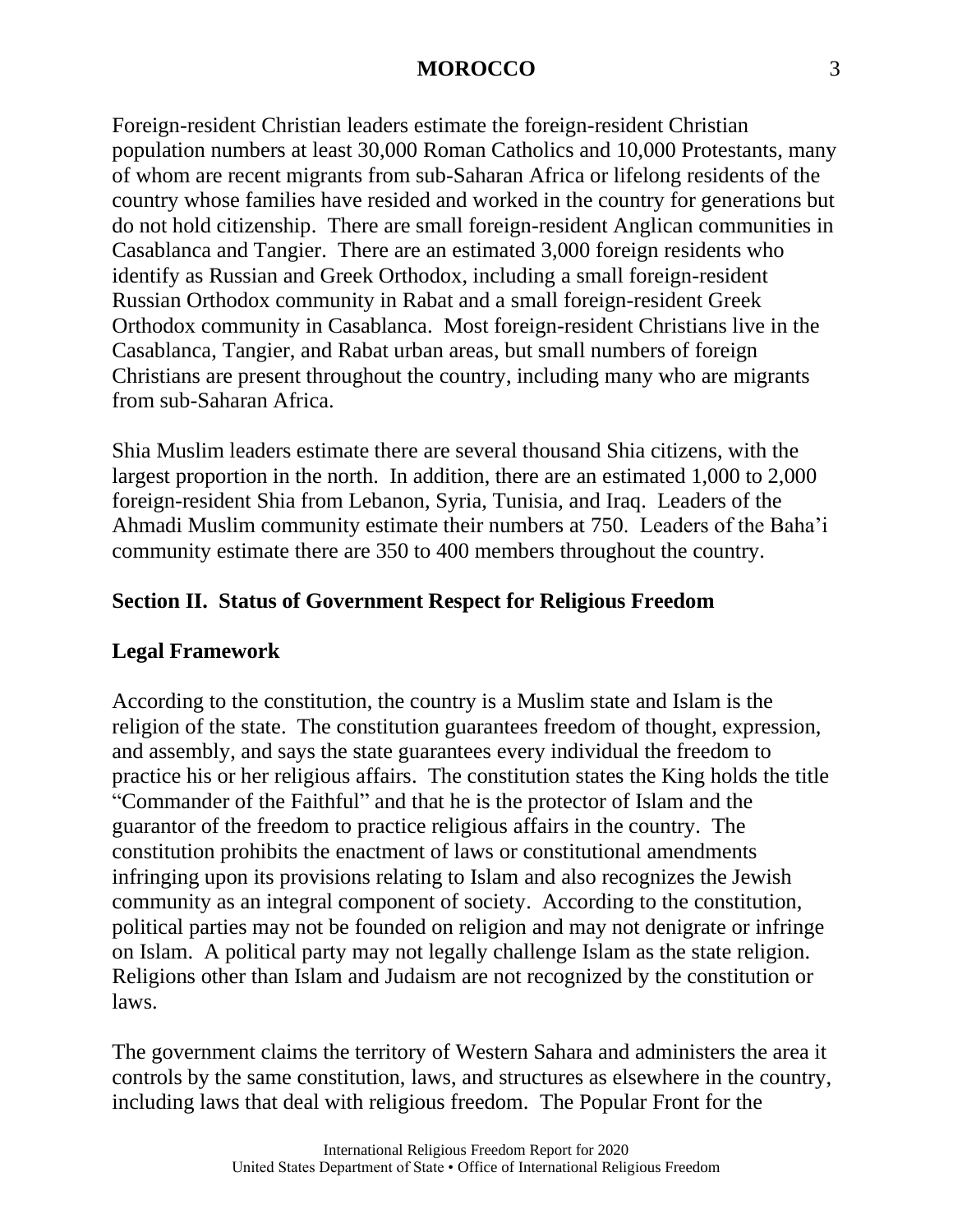Foreign-resident Christian leaders estimate the foreign-resident Christian population numbers at least 30,000 Roman Catholics and 10,000 Protestants, many of whom are recent migrants from sub-Saharan Africa or lifelong residents of the country whose families have resided and worked in the country for generations but do not hold citizenship. There are small foreign-resident Anglican communities in Casablanca and Tangier. There are an estimated 3,000 foreign residents who identify as Russian and Greek Orthodox, including a small foreign-resident Russian Orthodox community in Rabat and a small foreign-resident Greek Orthodox community in Casablanca. Most foreign-resident Christians live in the Casablanca, Tangier, and Rabat urban areas, but small numbers of foreign Christians are present throughout the country, including many who are migrants from sub-Saharan Africa.

Shia Muslim leaders estimate there are several thousand Shia citizens, with the largest proportion in the north. In addition, there are an estimated 1,000 to 2,000 foreign-resident Shia from Lebanon, Syria, Tunisia, and Iraq. Leaders of the Ahmadi Muslim community estimate their numbers at 750. Leaders of the Baha'i community estimate there are 350 to 400 members throughout the country.

## Section II. Status of Government Respect for Religious Freedom

### Legal Framework

According to the constitution, the country is a Muslim state and Islam is the religion of the state. The constitution guarantees freedom of thought, expression, and assembly, and says the state guarantees every individual the freedom to practice his or her religious affairs. The constitution states the King holds the title "Commander of the Faithful" and that he is the protector of Islam and the guarantor of the freedom to practice religious affairs in the country. The constitution prohibits the enactment of laws or constitutional amendments infringing upon its provisions relating to Islam and also recognizes the Jewish community as an integral component of society. According to the constitution, political parties may not be founded on religion and may not denigrate or infringe on Islam. A political party may not legally challenge Islam as the state religion. Religions other than Islam and Judaism are not recognized by the constitution or laws.

The government claims the territory of Western Sahara and administers the area it controls by the same constitution, laws, and structures as elsewhere in the country, including laws that deal with religious freedom. The Popular Front for the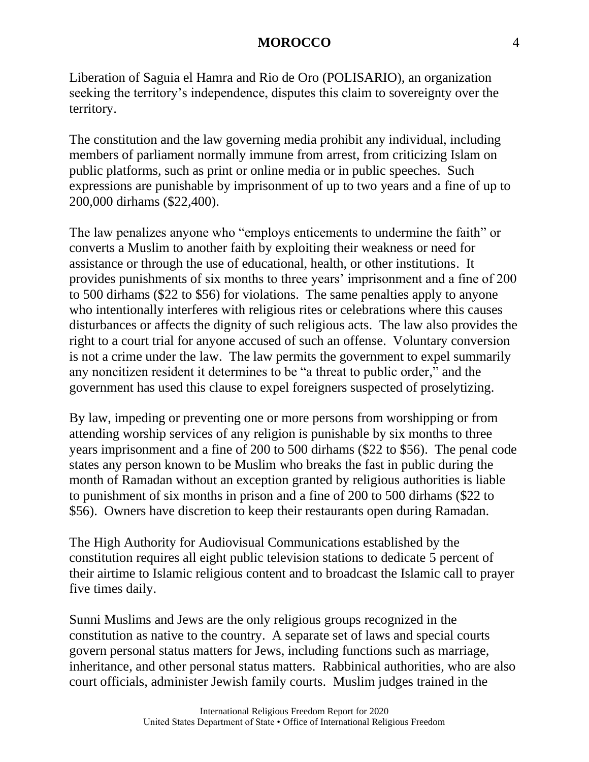Liberation of Saguia el Hamra and Rio de Oro (POLISARIO), an organization seeking the territory's independence, disputes this claim to sovereignty over the territory.

The constitution and the law governing media prohibit any individual, including members of parliament normally immune from arrest, from criticizing Islam on public platforms, such as print or online media or in public speeches. Such expressions are punishable by imprisonment of up to two years and a fine of up to 200,000 dirhams ($22,400).

The law penalizes anyone who "employs enticements to undermine the faith" or converts a Muslim to another faith by exploiting their weakness or need for assistance or through the use of educational, health, or other institutions. It provides punishments of six months to three years' imprisonment and a fine of 200 to 500 dirhams ($22 to $56) for violations. The same penalties apply to anyone who intentionally interferes with religious rites or celebrations where this causes disturbances or affects the dignity of such religious acts. The law also provides the right to a court trial for anyone accused of such an offense. Voluntary conversion is not a crime under the law. The law permits the government to expel summarily any noncitizen resident it determines to be "a threat to public order," and the government has used this clause to expel foreigners suspected of proselytizing.

By law, impeding or preventing one or more persons from worshipping or from attending worship services of any religion is punishable by six months to three years imprisonment and a fine of 200 to 500 dirhams ($22 to $56). The penal code states any person known to be Muslim who breaks the fast in public during the month of Ramadan without an exception granted by religious authorities is liable to punishment of six months in prison and a fine of 200 to 500 dirhams ($22 to $56). Owners have discretion to keep their restaurants open during Ramadan.

The High Authority for Audiovisual Communications established by the constitution requires all eight public television stations to dedicate 5 percent of their airtime to Islamic religious content and to broadcast the Islamic call to prayer five times daily.

Sunni Muslims and Jews are the only religious groups recognized in the constitution as native to the country. A separate set of laws and special courts govern personal status matters for Jews, including functions such as marriage, inheritance, and other personal status matters. Rabbinical authorities, who are also court officials, administer Jewish family courts. Muslim judges trained in the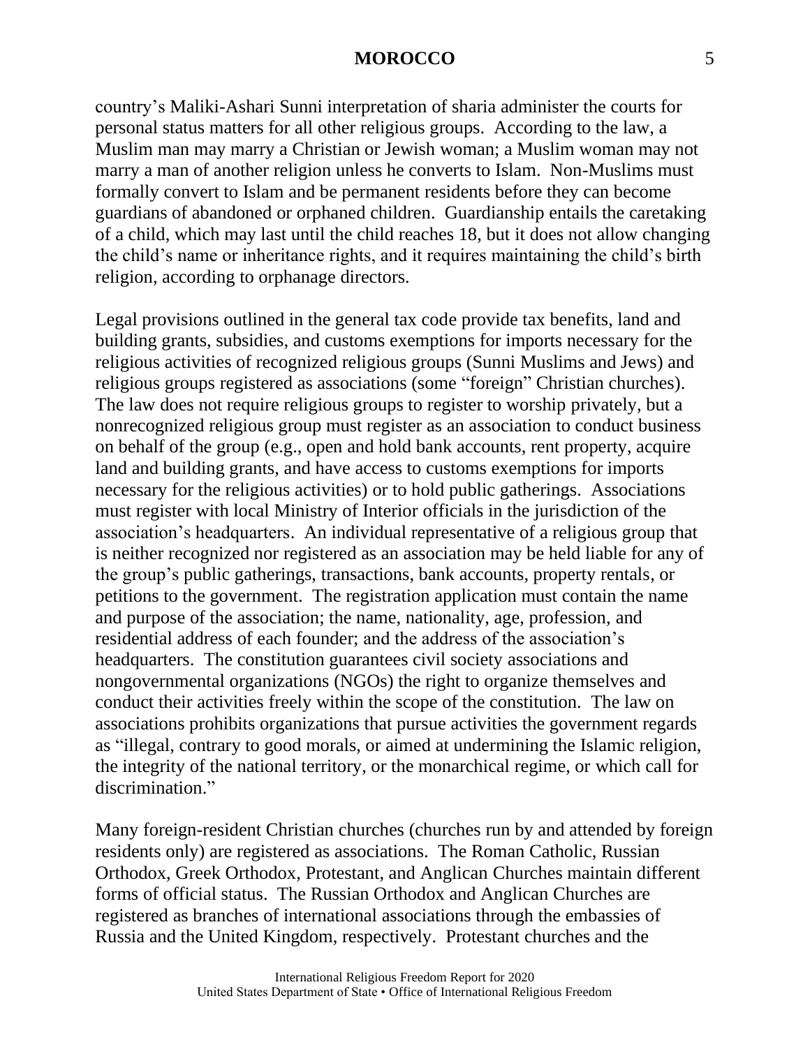country's Maliki-Ashari Sunni interpretation of sharia administer the courts for personal status matters for all other religious groups. According to the law, a Muslim man may marry a Christian or Jewish woman; a Muslim woman may not marry a man of another religion unless he converts to Islam. Non-Muslims must formally convert to Islam and be permanent residents before they can become guardians of abandoned or orphaned children. Guardianship entails the caretaking of a child, which may last until the child reaches 18, but it does not allow changing the child's name or inheritance rights, and it requires maintaining the child's birth religion, according to orphanage directors.

Legal provisions outlined in the general tax code provide tax benefits, land and building grants, subsidies, and customs exemptions for imports necessary for the religious activities of recognized religious groups (Sunni Muslims and Jews) and religious groups registered as associations (some "foreign" Christian churches). The law does not require religious groups to register to worship privately, but a nonrecognized religious group must register as an association to conduct business on behalf of the group (e.g., open and hold bank accounts, rent property, acquire land and building grants, and have access to customs exemptions for imports necessary for the religious activities) or to hold public gatherings. Associations must register with local Ministry of Interior officials in the jurisdiction of the association's headquarters. An individual representative of a religious group that is neither recognized nor registered as an association may be held liable for any of the group's public gatherings, transactions, bank accounts, property rentals, or petitions to the government. The registration application must contain the name and purpose of the association; the name, nationality, age, profession, and residential address of each founder; and the address of the association's headquarters. The constitution guarantees civil society associations and nongovernmental organizations (NGOs) the right to organize themselves and conduct their activities freely within the scope of the constitution. The law on associations prohibits organizations that pursue activities the government regards as "illegal, contrary to good morals, or aimed at undermining the Islamic religion, the integrity of the national territory, or the monarchical regime, or which call for discrimination."

Many foreign-resident Christian churches (churches run by and attended by foreign residents only) are registered as associations. The Roman Catholic, Russian Orthodox, Greek Orthodox, Protestant, and Anglican Churches maintain different forms of official status. The Russian Orthodox and Anglican Churches are registered as branches of international associations through the embassies of Russia and the United Kingdom, respectively. Protestant churches and the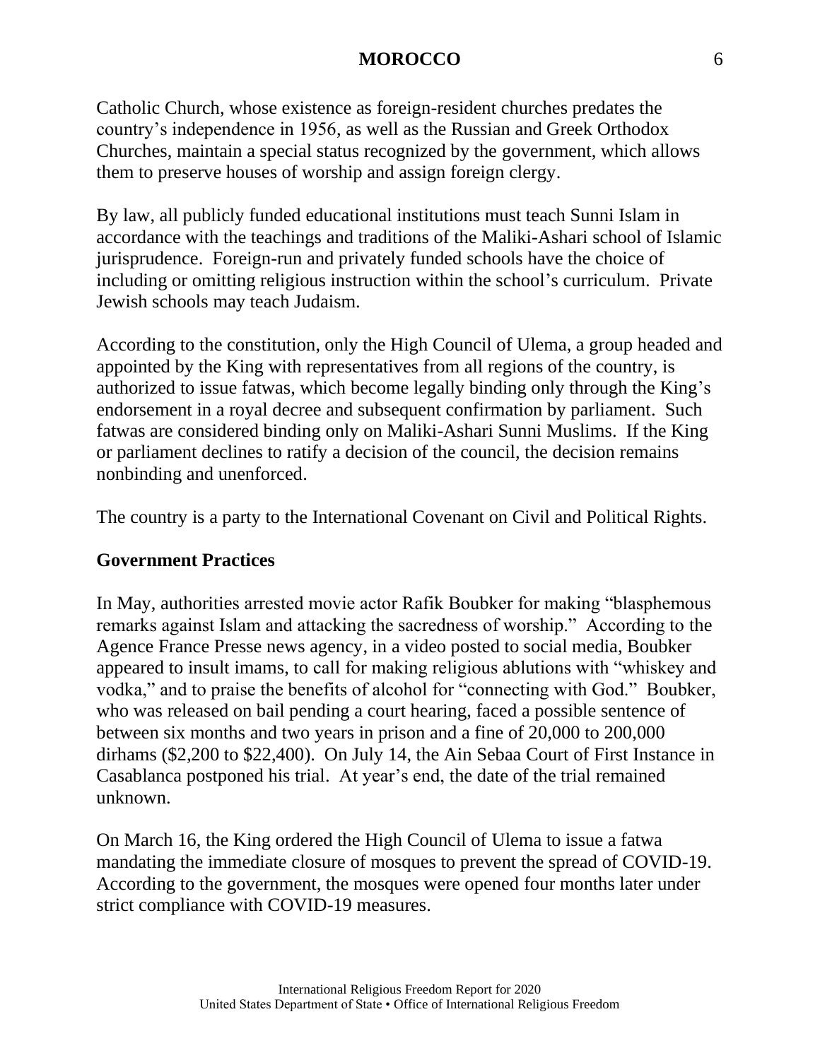Catholic Church, whose existence as foreign-resident churches predates the country's independence in 1956, as well as the Russian and Greek Orthodox Churches, maintain a special status recognized by the government, which allows them to preserve houses of worship and assign foreign clergy.

By law, all publicly funded educational institutions must teach Sunni Islam in accordance with the teachings and traditions of the Maliki-Ashari school of Islamic jurisprudence. Foreign-run and privately funded schools have the choice of including or omitting religious instruction within the school's curriculum. Private Jewish schools may teach Judaism.

According to the constitution, only the High Council of Ulema, a group headed and appointed by the King with representatives from all regions of the country, is authorized to issue fatwas, which become legally binding only through the King's endorsement in a royal decree and subsequent confirmation by parliament. Such fatwas are considered binding only on Maliki-Ashari Sunni Muslims. If the King or parliament declines to ratify a decision of the council, the decision remains nonbinding and unenforced.

The country is a party to the International Covenant on Civil and Political Rights.

## Government Practices

In May, authorities arrested movie actor Rafik Boubker for making "blasphemous remarks against Islam and attacking the sacredness of worship." According to the Agence France Presse news agency, in a video posted to social media, Boubker appeared to insult imams, to call for making religious ablutions with "whiskey and vodka," and to praise the benefits of alcohol for "connecting with God." Boubker, who was released on bail pending a court hearing, faced a possible sentence of between six months and two years in prison and a fine of 20,000 to 200,000 dirhams ($2,200 to $22,400). On July 14, the Ain Sebaa Court of First Instance in Casablanca postponed his trial. At year's end, the date of the trial remained unknown.

On March 16, the King ordered the High Council of Ulema to issue a fatwa mandating the immediate closure of mosques to prevent the spread of COVID-19. According to the government, the mosques were opened four months later under strict compliance with COVID-19 measures.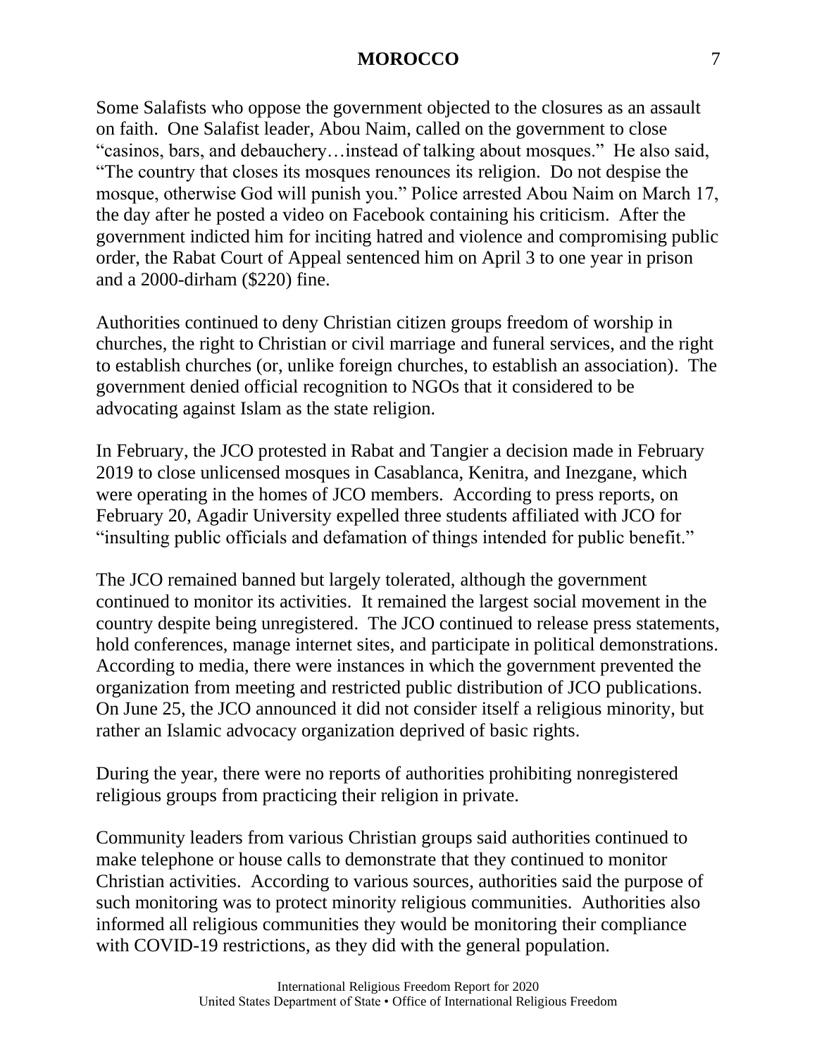Some Salafists who oppose the government objected to the closures as an assault on faith. One Salafist leader, Abou Naim, called on the government to close "casinos, bars, and debauchery…instead of talking about mosques." He also said, "The country that closes its mosques renounces its religion. Do not despise the mosque, otherwise God will punish you." Police arrested Abou Naim on March 17, the day after he posted a video on Facebook containing his criticism. After the government indicted him for inciting hatred and violence and compromising public order, the Rabat Court of Appeal sentenced him on April 3 to one year in prison and a 2000-dirham ($220) fine.

Authorities continued to deny Christian citizen groups freedom of worship in churches, the right to Christian or civil marriage and funeral services, and the right to establish churches (or, unlike foreign churches, to establish an association). The government denied official recognition to NGOs that it considered to be advocating against Islam as the state religion.

In February, the JCO protested in Rabat and Tangier a decision made in February 2019 to close unlicensed mosques in Casablanca, Kenitra, and Inezgane, which were operating in the homes of JCO members. According to press reports, on February 20, Agadir University expelled three students affiliated with JCO for "insulting public officials and defamation of things intended for public benefit."

The JCO remained banned but largely tolerated, although the government continued to monitor its activities. It remained the largest social movement in the country despite being unregistered. The JCO continued to release press statements, hold conferences, manage internet sites, and participate in political demonstrations. According to media, there were instances in which the government prevented the organization from meeting and restricted public distribution of JCO publications. On June 25, the JCO announced it did not consider itself a religious minority, but rather an Islamic advocacy organization deprived of basic rights.

During the year, there were no reports of authorities prohibiting nonregistered religious groups from practicing their religion in private.

Community leaders from various Christian groups said authorities continued to make telephone or house calls to demonstrate that they continued to monitor Christian activities. According to various sources, authorities said the purpose of such monitoring was to protect minority religious communities. Authorities also informed all religious communities they would be monitoring their compliance with COVID-19 restrictions, as they did with the general population.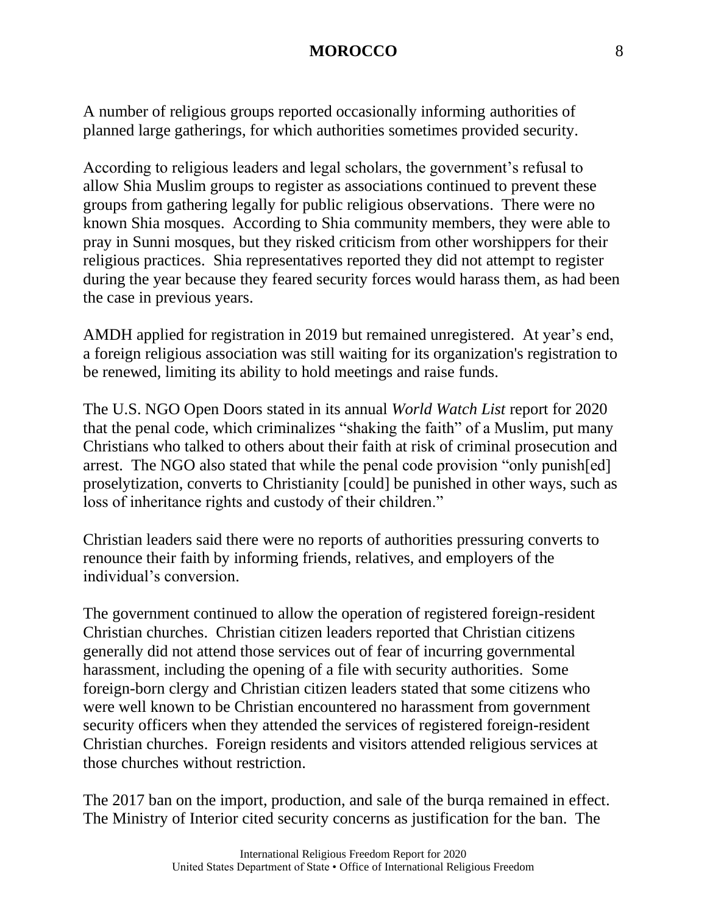A number of religious groups reported occasionally informing authorities of planned large gatherings, for which authorities sometimes provided security.

According to religious leaders and legal scholars, the government's refusal to allow Shia Muslim groups to register as associations continued to prevent these groups from gathering legally for public religious observations. There were no known Shia mosques. According to Shia community members, they were able to pray in Sunni mosques, but they risked criticism from other worshippers for their religious practices. Shia representatives reported they did not attempt to register during the year because they feared security forces would harass them, as had been the case in previous years.

AMDH applied for registration in 2019 but remained unregistered. At year's end, a foreign religious association was still waiting for its organization's registration to be renewed, limiting its ability to hold meetings and raise funds.

The U.S. NGO Open Doors stated in its annual *World Watch List* report for 2020 that the penal code, which criminalizes "shaking the faith" of a Muslim, put many Christians who talked to others about their faith at risk of criminal prosecution and arrest. The NGO also stated that while the penal code provision "only punish[ed] proselytization, converts to Christianity [could] be punished in other ways, such as loss of inheritance rights and custody of their children."

Christian leaders said there were no reports of authorities pressuring converts to renounce their faith by informing friends, relatives, and employers of the individual's conversion.

The government continued to allow the operation of registered foreign-resident Christian churches. Christian citizen leaders reported that Christian citizens generally did not attend those services out of fear of incurring governmental harassment, including the opening of a file with security authorities. Some foreign-born clergy and Christian citizen leaders stated that some citizens who were well known to be Christian encountered no harassment from government security officers when they attended the services of registered foreign-resident Christian churches. Foreign residents and visitors attended religious services at those churches without restriction.

The 2017 ban on the import, production, and sale of the burqa remained in effect. The Ministry of Interior cited security concerns as justification for the ban. The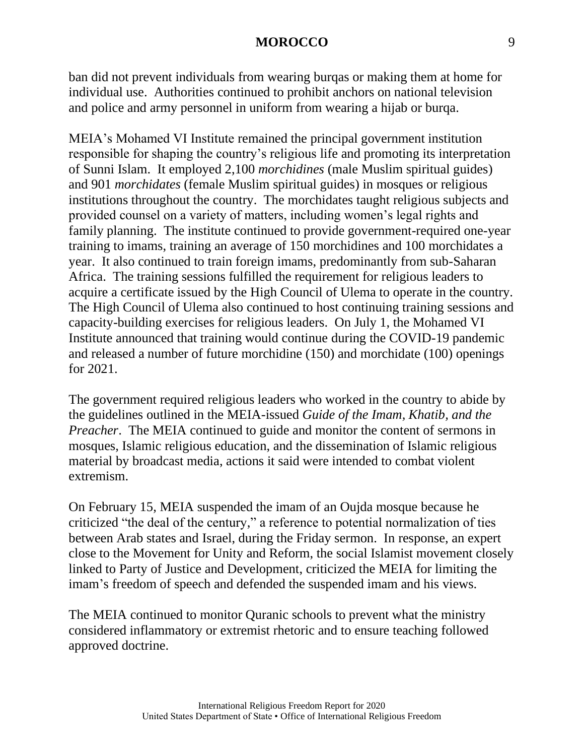ban did not prevent individuals from wearing burqas or making them at home for individual use. Authorities continued to prohibit anchors on national television and police and army personnel in uniform from wearing a hijab or burqa.

MEIA's Mohamed VI Institute remained the principal government institution responsible for shaping the country's religious life and promoting its interpretation of Sunni Islam. It employed 2,100 *morchidines* (male Muslim spiritual guides) and 901 *morchidates* (female Muslim spiritual guides) in mosques or religious institutions throughout the country. The morchidates taught religious subjects and provided counsel on a variety of matters, including women's legal rights and family planning. The institute continued to provide government-required one-year training to imams, training an average of 150 morchidines and 100 morchidates a year. It also continued to train foreign imams, predominantly from sub-Saharan Africa. The training sessions fulfilled the requirement for religious leaders to acquire a certificate issued by the High Council of Ulema to operate in the country. The High Council of Ulema also continued to host continuing training sessions and capacity-building exercises for religious leaders. On July 1, the Mohamed VI Institute announced that training would continue during the COVID-19 pandemic and released a number of future morchidine (150) and morchidate (100) openings for 2021.

The government required religious leaders who worked in the country to abide by the guidelines outlined in the MEIA-issued *Guide of the Imam, Khatib, and the Preacher*. The MEIA continued to guide and monitor the content of sermons in mosques, Islamic religious education, and the dissemination of Islamic religious material by broadcast media, actions it said were intended to combat violent extremism.

On February 15, MEIA suspended the imam of an Oujda mosque because he criticized "the deal of the century," a reference to potential normalization of ties between Arab states and Israel, during the Friday sermon. In response, an expert close to the Movement for Unity and Reform, the social Islamist movement closely linked to Party of Justice and Development, criticized the MEIA for limiting the imam's freedom of speech and defended the suspended imam and his views.

The MEIA continued to monitor Quranic schools to prevent what the ministry considered inflammatory or extremist rhetoric and to ensure teaching followed approved doctrine.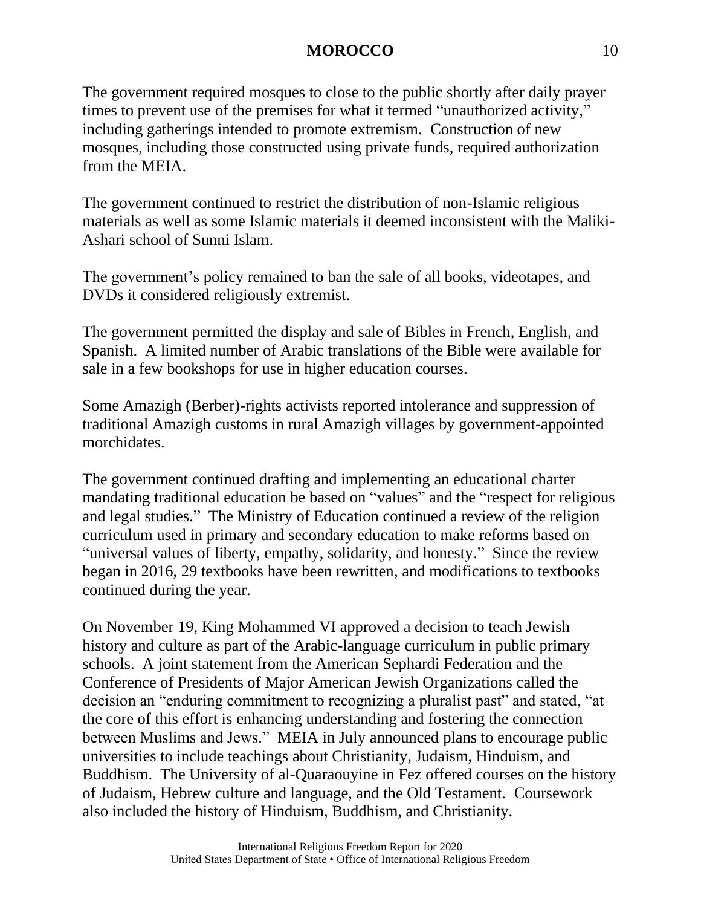The government required mosques to close to the public shortly after daily prayer times to prevent use of the premises for what it termed “unauthorized activity,” including gatherings intended to promote extremism. Construction of new mosques, including those constructed using private funds, required authorization from the MEIA.

The government continued to restrict the distribution of non-Islamic religious materials as well as some Islamic materials it deemed inconsistent with the Maliki-Ashari school of Sunni Islam.

The government’s policy remained to ban the sale of all books, videotapes, and DVDs it considered religiously extremist.

The government permitted the display and sale of Bibles in French, English, and Spanish. A limited number of Arabic translations of the Bible were available for sale in a few bookshops for use in higher education courses.

Some Amazigh (Berber)-rights activists reported intolerance and suppression of traditional Amazigh customs in rural Amazigh villages by government-appointed morchidates.

The government continued drafting and implementing an educational charter mandating traditional education be based on “values” and the “respect for religious and legal studies.” The Ministry of Education continued a review of the religion curriculum used in primary and secondary education to make reforms based on “universal values of liberty, empathy, solidarity, and honesty.” Since the review began in 2016, 29 textbooks have been rewritten, and modifications to textbooks continued during the year.

On November 19, King Mohammed VI approved a decision to teach Jewish history and culture as part of the Arabic-language curriculum in public primary schools. A joint statement from the American Sephardi Federation and the Conference of Presidents of Major American Jewish Organizations called the decision an “enduring commitment to recognizing a pluralist past” and stated, “at the core of this effort is enhancing understanding and fostering the connection between Muslims and Jews.” MEIA in July announced plans to encourage public universities to include teachings about Christianity, Judaism, Hinduism, and Buddhism. The University of al-Quaraouyine in Fez offered courses on the history of Judaism, Hebrew culture and language, and the Old Testament. Coursework also included the history of Hinduism, Buddhism, and Christianity.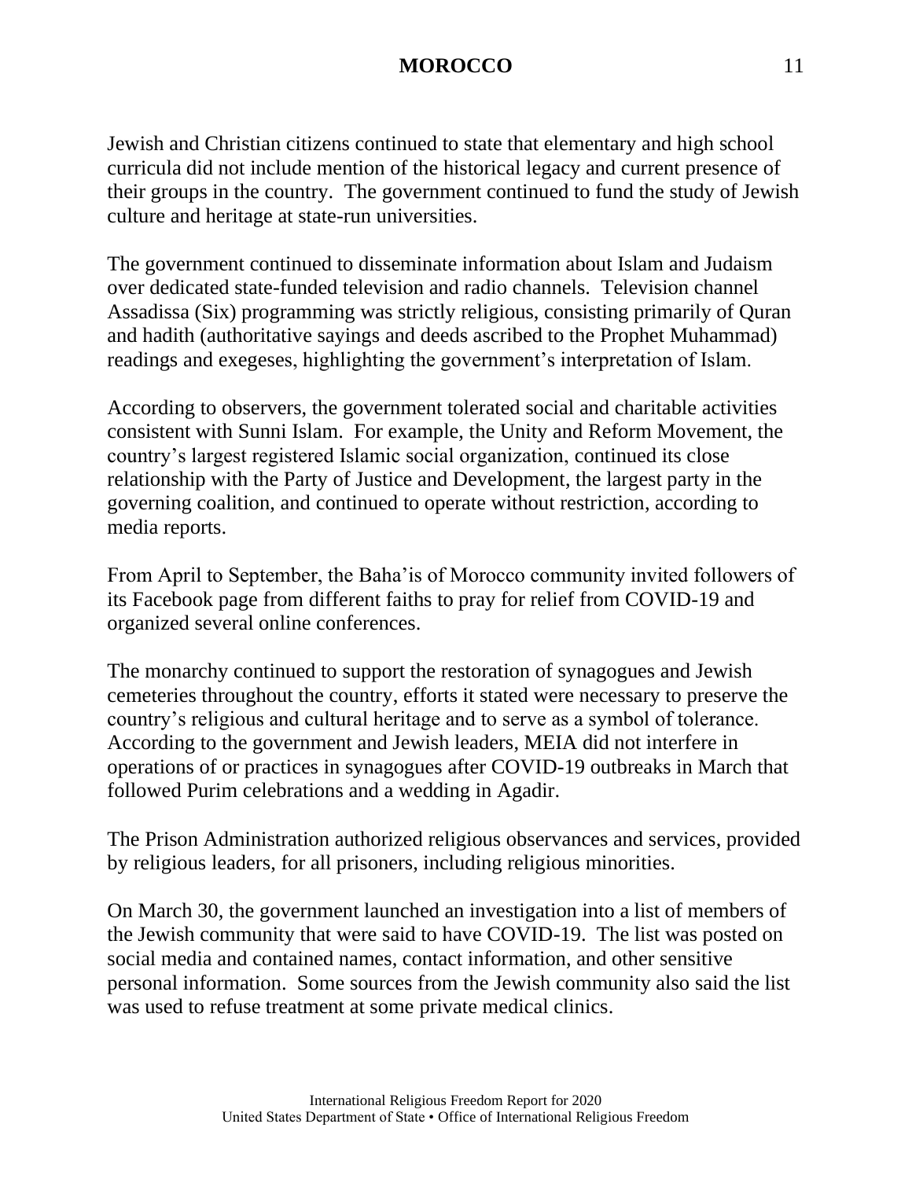Jewish and Christian citizens continued to state that elementary and high school curricula did not include mention of the historical legacy and current presence of their groups in the country. The government continued to fund the study of Jewish culture and heritage at state-run universities.

The government continued to disseminate information about Islam and Judaism over dedicated state-funded television and radio channels. Television channel Assadissa (Six) programming was strictly religious, consisting primarily of Quran and hadith (authoritative sayings and deeds ascribed to the Prophet Muhammad) readings and exegeses, highlighting the government's interpretation of Islam.

According to observers, the government tolerated social and charitable activities consistent with Sunni Islam. For example, the Unity and Reform Movement, the country's largest registered Islamic social organization, continued its close relationship with the Party of Justice and Development, the largest party in the governing coalition, and continued to operate without restriction, according to media reports.

From April to September, the Baha'is of Morocco community invited followers of its Facebook page from different faiths to pray for relief from COVID-19 and organized several online conferences.

The monarchy continued to support the restoration of synagogues and Jewish cemeteries throughout the country, efforts it stated were necessary to preserve the country's religious and cultural heritage and to serve as a symbol of tolerance. According to the government and Jewish leaders, MEIA did not interfere in operations of or practices in synagogues after COVID-19 outbreaks in March that followed Purim celebrations and a wedding in Agadir.

The Prison Administration authorized religious observances and services, provided by religious leaders, for all prisoners, including religious minorities.

On March 30, the government launched an investigation into a list of members of the Jewish community that were said to have COVID-19. The list was posted on social media and contained names, contact information, and other sensitive personal information. Some sources from the Jewish community also said the list was used to refuse treatment at some private medical clinics.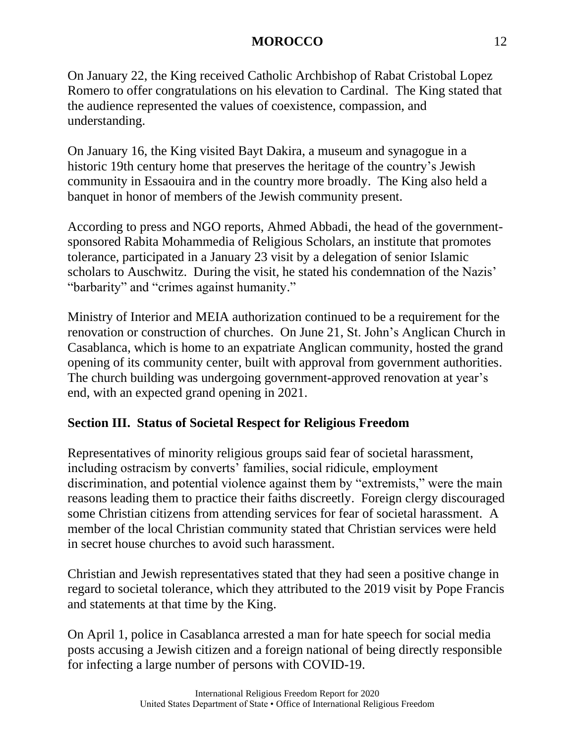On January 22, the King received Catholic Archbishop of Rabat Cristobal Lopez Romero to offer congratulations on his elevation to Cardinal. The King stated that the audience represented the values of coexistence, compassion, and understanding.

On January 16, the King visited Bayt Dakira, a museum and synagogue in a historic 19th century home that preserves the heritage of the country's Jewish community in Essaouira and in the country more broadly. The King also held a banquet in honor of members of the Jewish community present.

According to press and NGO reports, Ahmed Abbadi, the head of the government-sponsored Rabita Mohammedia of Religious Scholars, an institute that promotes tolerance, participated in a January 23 visit by a delegation of senior Islamic scholars to Auschwitz. During the visit, he stated his condemnation of the Nazis' "barbarity" and "crimes against humanity."

Ministry of Interior and MEIA authorization continued to be a requirement for the renovation or construction of churches. On June 21, St. John's Anglican Church in Casablanca, which is home to an expatriate Anglican community, hosted the grand opening of its community center, built with approval from government authorities. The church building was undergoing government-approved renovation at year's end, with an expected grand opening in 2021.

## Section III. Status of Societal Respect for Religious Freedom

Representatives of minority religious groups said fear of societal harassment, including ostracism by converts' families, social ridicule, employment discrimination, and potential violence against them by "extremists," were the main reasons leading them to practice their faiths discreetly. Foreign clergy discouraged some Christian citizens from attending services for fear of societal harassment. A member of the local Christian community stated that Christian services were held in secret house churches to avoid such harassment.

Christian and Jewish representatives stated that they had seen a positive change in regard to societal tolerance, which they attributed to the 2019 visit by Pope Francis and statements at that time by the King.

On April 1, police in Casablanca arrested a man for hate speech for social media posts accusing a Jewish citizen and a foreign national of being directly responsible for infecting a large number of persons with COVID-19.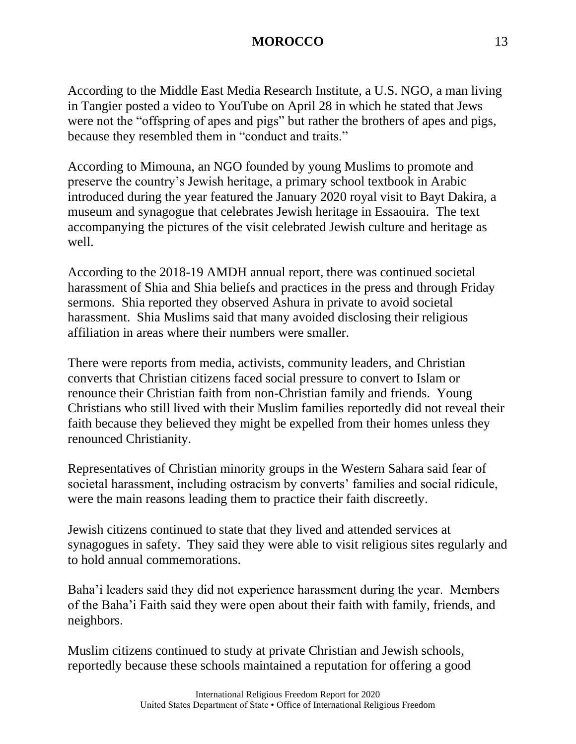According to the Middle East Media Research Institute, a U.S. NGO, a man living in Tangier posted a video to YouTube on April 28 in which he stated that Jews were not the "offspring of apes and pigs" but rather the brothers of apes and pigs, because they resembled them in "conduct and traits."

According to Mimouna, an NGO founded by young Muslims to promote and preserve the country's Jewish heritage, a primary school textbook in Arabic introduced during the year featured the January 2020 royal visit to Bayt Dakira, a museum and synagogue that celebrates Jewish heritage in Essaouira. The text accompanying the pictures of the visit celebrated Jewish culture and heritage as well.

According to the 2018-19 AMDH annual report, there was continued societal harassment of Shia and Shia beliefs and practices in the press and through Friday sermons. Shia reported they observed Ashura in private to avoid societal harassment. Shia Muslims said that many avoided disclosing their religious affiliation in areas where their numbers were smaller.

There were reports from media, activists, community leaders, and Christian converts that Christian citizens faced social pressure to convert to Islam or renounce their Christian faith from non-Christian family and friends. Young Christians who still lived with their Muslim families reportedly did not reveal their faith because they believed they might be expelled from their homes unless they renounced Christianity.

Representatives of Christian minority groups in the Western Sahara said fear of societal harassment, including ostracism by converts' families and social ridicule, were the main reasons leading them to practice their faith discreetly.

Jewish citizens continued to state that they lived and attended services at synagogues in safety. They said they were able to visit religious sites regularly and to hold annual commemorations.

Baha'i leaders said they did not experience harassment during the year. Members of the Baha'i Faith said they were open about their faith with family, friends, and neighbors.

Muslim citizens continued to study at private Christian and Jewish schools, reportedly because these schools maintained a reputation for offering a good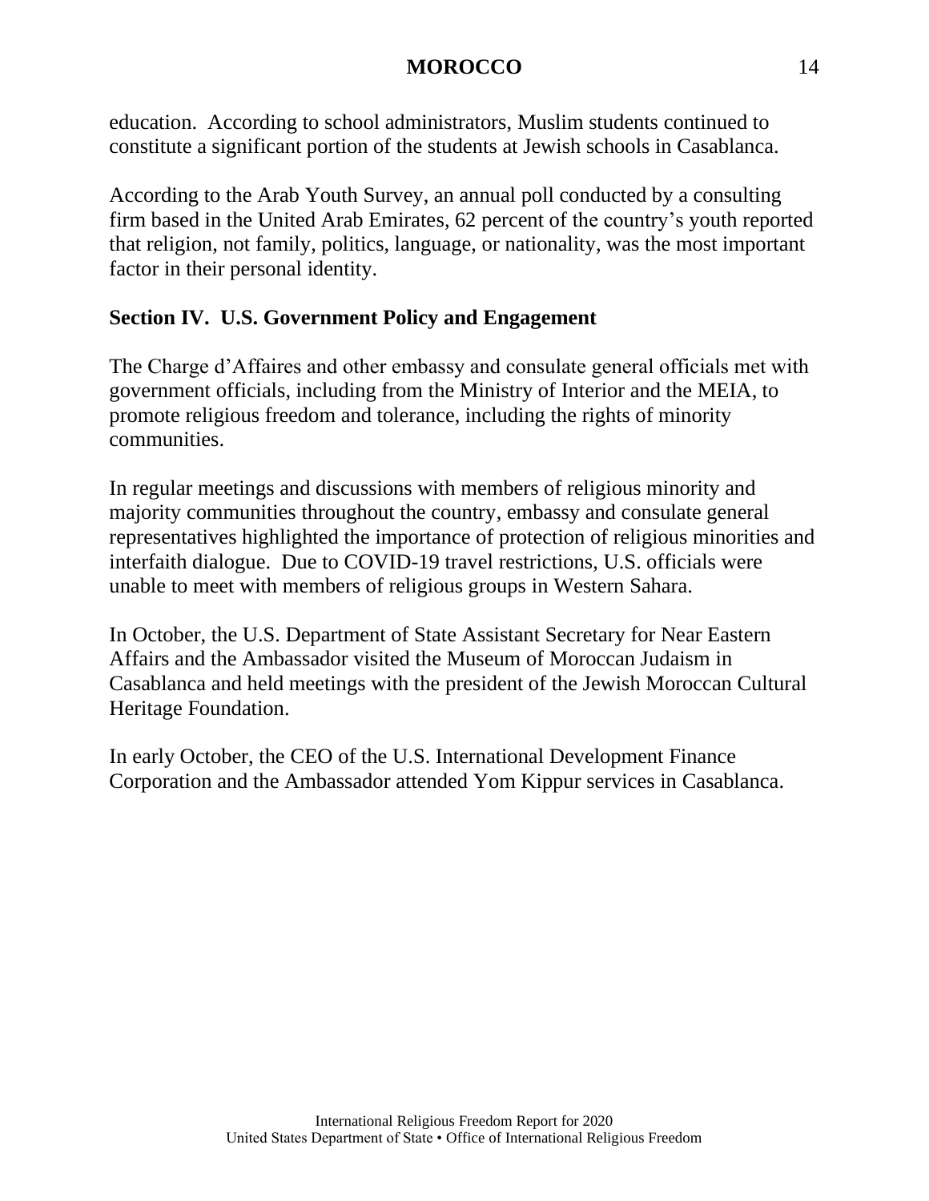education. According to school administrators, Muslim students continued to constitute a significant portion of the students at Jewish schools in Casablanca.

According to the Arab Youth Survey, an annual poll conducted by a consulting firm based in the United Arab Emirates, 62 percent of the country's youth reported that religion, not family, politics, language, or nationality, was the most important factor in their personal identity.

## Section IV. U.S. Government Policy and Engagement

The Charge d'Affaires and other embassy and consulate general officials met with government officials, including from the Ministry of Interior and the MEIA, to promote religious freedom and tolerance, including the rights of minority communities.

In regular meetings and discussions with members of religious minority and majority communities throughout the country, embassy and consulate general representatives highlighted the importance of protection of religious minorities and interfaith dialogue. Due to COVID-19 travel restrictions, U.S. officials were unable to meet with members of religious groups in Western Sahara.

In October, the U.S. Department of State Assistant Secretary for Near Eastern Affairs and the Ambassador visited the Museum of Moroccan Judaism in Casablanca and held meetings with the president of the Jewish Moroccan Cultural Heritage Foundation.

In early October, the CEO of the U.S. International Development Finance Corporation and the Ambassador attended Yom Kippur services in Casablanca.